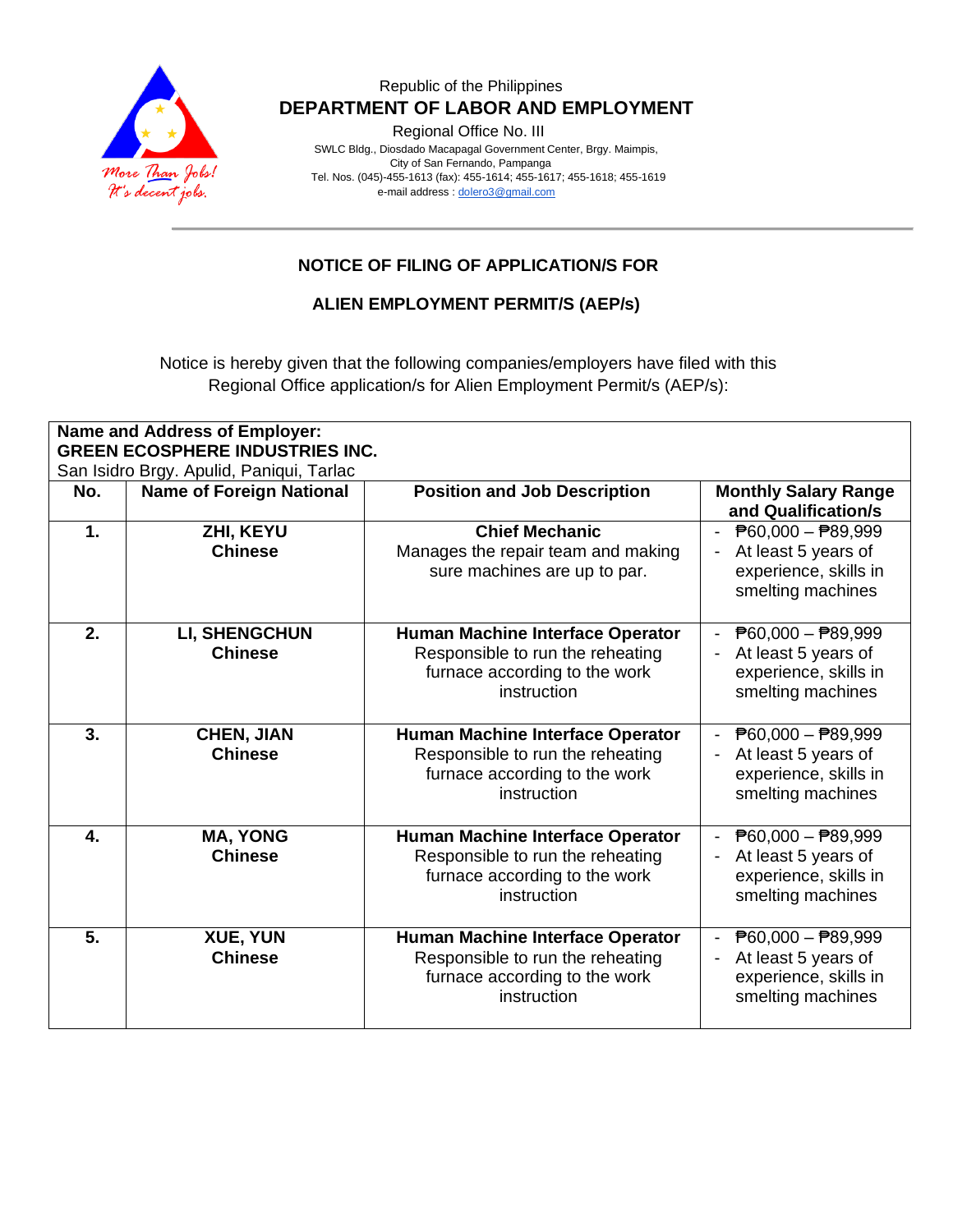Republic of the Philippines
**DEPARTMENT OF LABOR AND EMPLOYMENT**
Regional Office No. III
SWLC Bldg., Diosdado Macapagal Government Center, Brgy. Maimpis,
City of San Fernando, Pampanga
Tel. Nos. (045)-455-1613 (fax): 455-1614; 455-1617; 455-1618; 455-1619
e-mail address : dolero3@gmail.com

More Than Jobs! It's decent jobs.

## NOTICE OF FILING OF APPLICATION/S FOR ALIEN EMPLOYMENT PERMIT/S (AEP/s)

Notice is hereby given that the following companies/employers have filed with this Regional Office application/s for Alien Employment Permit/s (AEP/s):

**Name and Address of Employer:**
**GREEN ECOSPHERE INDUSTRIES INC.**
San Isidro Brgy. Apulid, Paniqui, Tarlac

| No. | Name of Foreign National | Position and Job Description | Monthly Salary Range and Qualification/s |
|---|---|---|---|
| **1.** | **ZHI, KEYU** **Chinese** | **Chief Mechanic** Manages the repair team and making sure machines are up to par. | - ₱60,000 – ₱89,999 - At least 5 years of experience, skills in smelting machines |
| **2.** | **LI, SHENGCHUN** **Chinese** | **Human Machine Interface Operator** Responsible to run the reheating furnace according to the work instruction | - ₱60,000 – ₱89,999 - At least 5 years of experience, skills in smelting machines |
| **3.** | **CHEN, JIAN** **Chinese** | **Human Machine Interface Operator** Responsible to run the reheating furnace according to the work instruction | - ₱60,000 – ₱89,999 - At least 5 years of experience, skills in smelting machines |
| **4.** | **MA, YONG** **Chinese** | **Human Machine Interface Operator** Responsible to run the reheating furnace according to the work instruction | - ₱60,000 – ₱89,999 - At least 5 years of experience, skills in smelting machines |
| **5.** | **XUE, YUN** **Chinese** | **Human Machine Interface Operator** Responsible to run the reheating furnace according to the work instruction | - ₱60,000 – ₱89,999 - At least 5 years of experience, skills in smelting machines |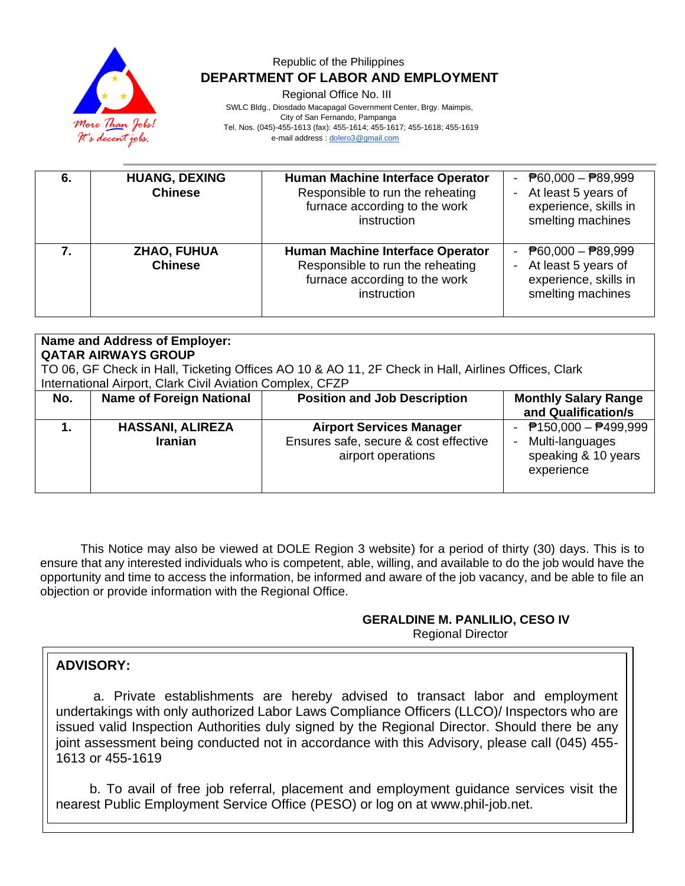Republic of the Philippines

**DEPARTMENT OF LABOR AND EMPLOYMENT**

Regional Office No. III

SWLC Bldg., Diosdado Macapagal Government Center, Brgy. Maimpis, City of San Fernando, Pampanga

Tel. Nos. (045)-455-1613 (fax): 455-1614; 455-1617; 455-1618; 455-1619

e-mail address : dolero3@gmail.com

| | | | |
|---|---|---|---|
| **6.** | **HUANG, DEXING**<br>**Chinese** | **Human Machine Interface Operator**<br>Responsible to run the reheating furnace according to the work instruction | - ₱60,000 – ₱89,999<br>- At least 5 years of experience, skills in smelting machines |
| **7.** | **ZHAO, FUHUA**<br>**Chinese** | **Human Machine Interface Operator**<br>Responsible to run the reheating furnace according to the work instruction | - ₱60,000 – ₱89,999<br>- At least 5 years of experience, skills in smelting machines |

**Name and Address of Employer:**
**QATAR AIRWAYS GROUP**
TO 06, GF Check in Hall, Ticketing Offices AO 10 & AO 11, 2F Check in Hall, Airlines Offices, Clark International Airport, Clark Civil Aviation Complex, CFZP

| No. | Name of Foreign National | Position and Job Description | Monthly Salary Range and Qualification/s |
|---|---|---|---|
| **1.** | **HASSANI, ALIREZA**<br>**Iranian** | **Airport Services Manager**<br>Ensures safe, secure & cost effective airport operations | - ₱150,000 – ₱499,999<br>- Multi-languages speaking & 10 years experience |

This Notice may also be viewed at DOLE Region 3 website) for a period of thirty (30) days. This is to ensure that any interested individuals who is competent, able, willing, and available to do the job would have the opportunity and time to access the information, be informed and aware of the job vacancy, and be able to file an objection or provide information with the Regional Office.

**GERALDINE M. PANLILIO, CESO IV**
Regional Director

**ADVISORY:**

a. Private establishments are hereby advised to transact labor and employment undertakings with only authorized Labor Laws Compliance Officers (LLCO)/ Inspectors who are issued valid Inspection Authorities duly signed by the Regional Director. Should there be any joint assessment being conducted not in accordance with this Advisory, please call (045) 455-1613 or 455-1619

b. To avail of free job referral, placement and employment guidance services visit the nearest Public Employment Service Office (PESO) or log on at www.phil-job.net.